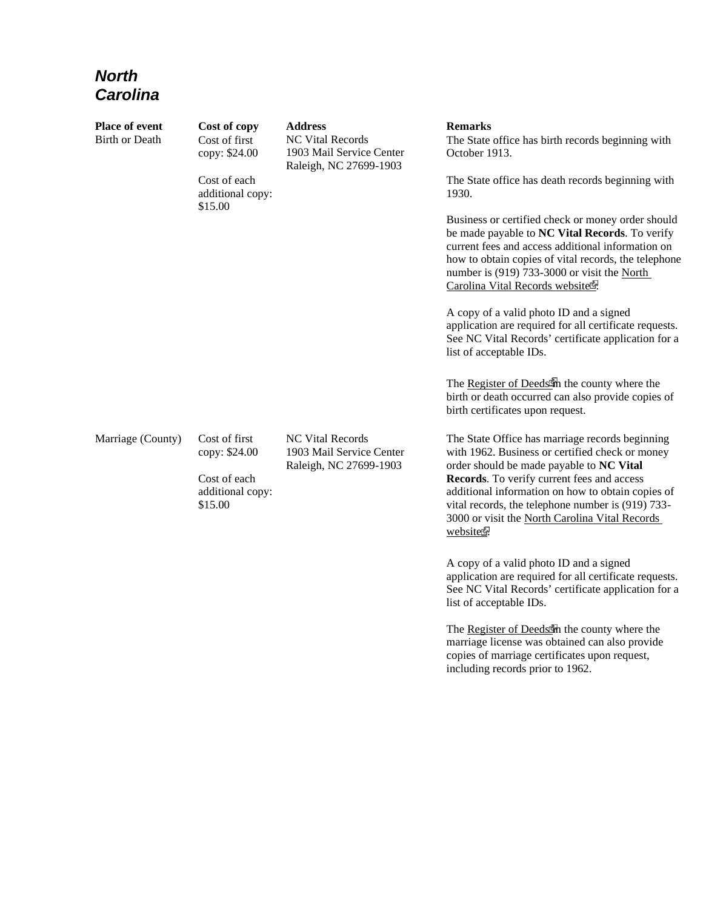# *North Carolina*

| Place of event | Cost of copy | Address | Remarks |
| --- | --- | --- | --- |
| Birth or Death | Cost of first copy: $24.00<br><br>Cost of each additional copy: $15.00 | NC Vital Records<br>1903 Mail Service Center<br>Raleigh, NC 27699-1903 | The State office has birth records beginning with October 1913.<br><br>The State office has death records beginning with 1930.<br><br>Business or certified check or money order should be made payable to **NC Vital Records**. To verify current fees and access additional information on how to obtain copies of vital records, the telephone number is (919) 733-3000 or visit the North Carolina Vital Records website.<br><br>A copy of a valid photo ID and a signed application are required for all certificate requests. See NC Vital Records' certificate application for a list of acceptable IDs.<br><br>The Register of Deeds in the county where the birth or death occurred can also provide copies of birth certificates upon request. |
| Marriage (County) | Cost of first copy: $24.00<br><br>Cost of each additional copy: $15.00 | NC Vital Records<br>1903 Mail Service Center<br>Raleigh, NC 27699-1903 | The State Office has marriage records beginning with 1962. Business or certified check or money order should be made payable to **NC Vital Records**. To verify current fees and access additional information on how to obtain copies of vital records, the telephone number is (919) 733-3000 or visit the North Carolina Vital Records website.<br><br>A copy of a valid photo ID and a signed application are required for all certificate requests. See NC Vital Records' certificate application for a list of acceptable IDs.<br><br>The Register of Deeds in the county where the marriage license was obtained can also provide copies of marriage certificates upon request, including records prior to 1962. |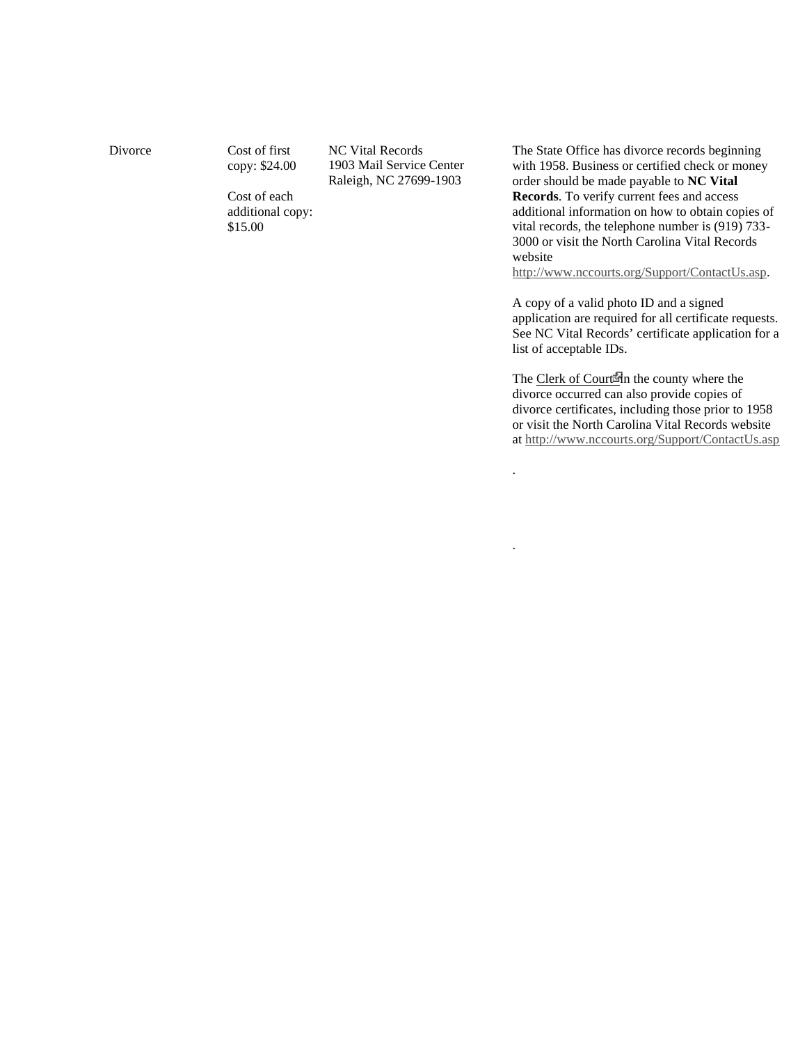| | | | |
|---|---|---|---|
| Divorce | Cost of first copy: $24.00<br><br>Cost of each additional copy: $15.00 | NC Vital Records<br>1903 Mail Service Center<br>Raleigh, NC 27699-1903 | The State Office has divorce records beginning with 1958. Business or certified check or money order should be made payable to **NC Vital Records**. To verify current fees and access additional information on how to obtain copies of vital records, the telephone number is (919) 733-3000 or visit the North Carolina Vital Records website http://www.nccourts.org/Support/ContactUs.asp.<br><br>A copy of a valid photo ID and a signed application are required for all certificate requests. See NC Vital Records' certificate application for a list of acceptable IDs.<br><br>The Clerk of Court in the county where the divorce occurred can also provide copies of divorce certificates, including those prior to 1958 or visit the North Carolina Vital Records website at http://www.nccourts.org/Support/ContactUs.asp<br><br>.<br><br>. |